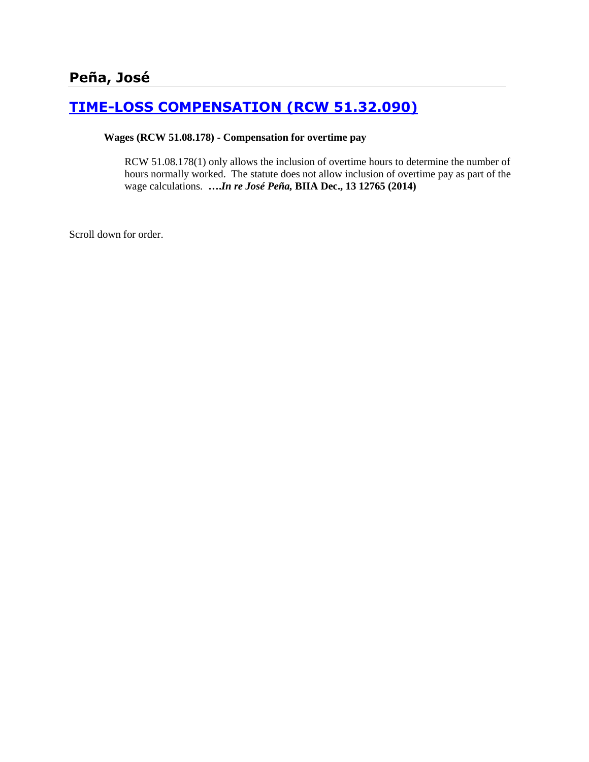## Peña, José

### [TIME-LOSS COMPENSATION (RCW 51.32.090)]()

**Wages (RCW 51.08.178) - Compensation for overtime pay**

RCW 51.08.178(1) only allows the inclusion of overtime hours to determine the number of hours normally worked. The statute does not allow inclusion of overtime pay as part of the wage calculations. **….*In re José Peña*, BIIA Dec., 13 12765 (2014)**

Scroll down for order.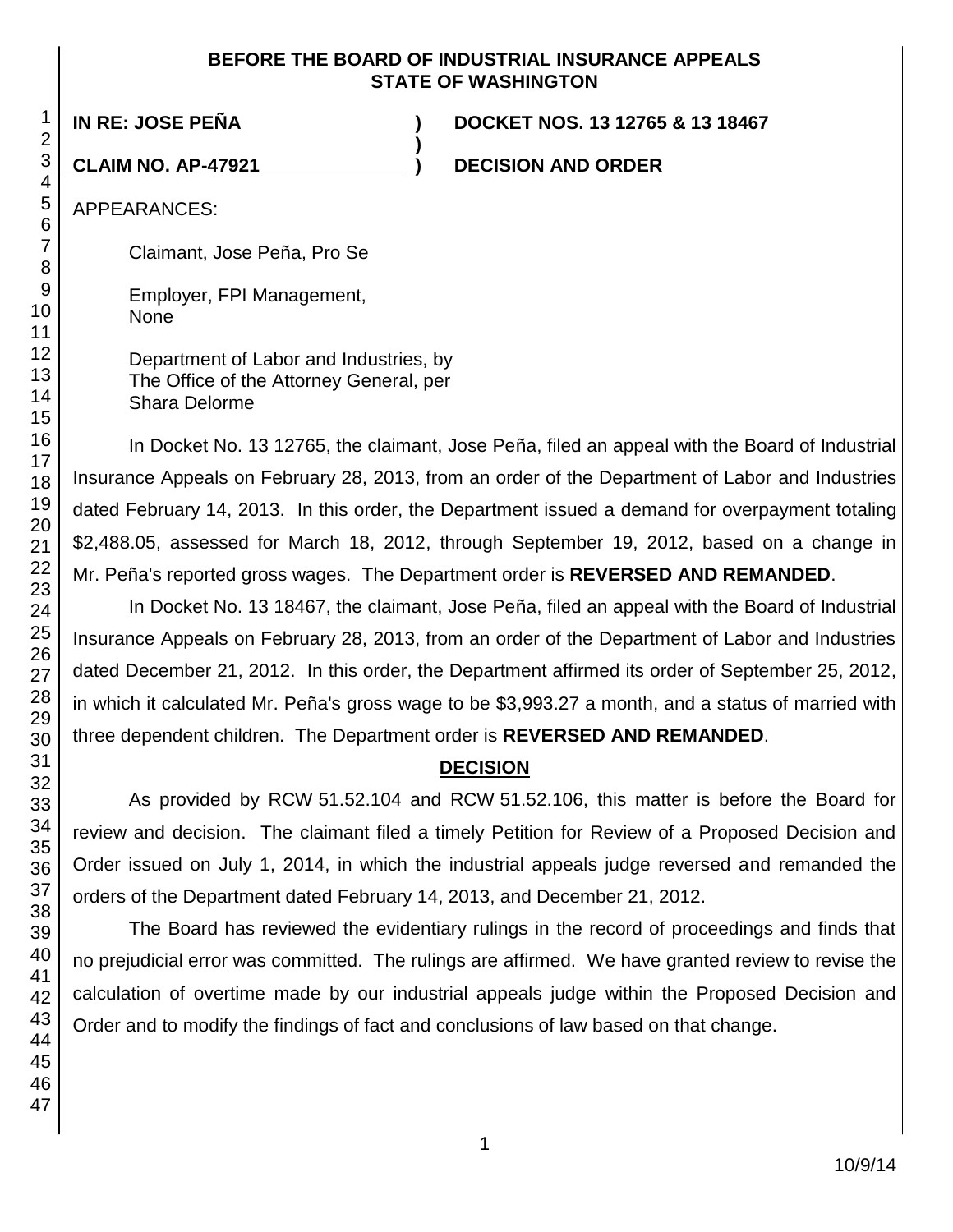**BEFORE THE BOARD OF INDUSTRIAL INSURANCE APPEALS**
**STATE OF WASHINGTON**

| | | |
|---|---|---|
| **IN RE: JOSE PEÑA** | **)** | **DOCKET NOS. 13 12765 & 13 18467** |
| | **)** | |
| **CLAIM NO. AP-47921** | **)** | **DECISION AND ORDER** |

APPEARANCES:

Claimant, Jose Peña, Pro Se

Employer, FPI Management,
None

Department of Labor and Industries, by
The Office of the Attorney General, per
Shara Delorme

In Docket No. 13 12765, the claimant, Jose Peña, filed an appeal with the Board of Industrial Insurance Appeals on February 28, 2013, from an order of the Department of Labor and Industries dated February 14, 2013. In this order, the Department issued a demand for overpayment totaling $2,488.05, assessed for March 18, 2012, through September 19, 2012, based on a change in Mr. Peña's reported gross wages. The Department order is **REVERSED AND REMANDED**.

In Docket No. 13 18467, the claimant, Jose Peña, filed an appeal with the Board of Industrial Insurance Appeals on February 28, 2013, from an order of the Department of Labor and Industries dated December 21, 2012. In this order, the Department affirmed its order of September 25, 2012, in which it calculated Mr. Peña's gross wage to be $3,993.27 a month, and a status of married with three dependent children. The Department order is **REVERSED AND REMANDED**.

## DECISION

As provided by RCW 51.52.104 and RCW 51.52.106, this matter is before the Board for review and decision. The claimant filed a timely Petition for Review of a Proposed Decision and Order issued on July 1, 2014, in which the industrial appeals judge reversed and remanded the orders of the Department dated February 14, 2013, and December 21, 2012.

The Board has reviewed the evidentiary rulings in the record of proceedings and finds that no prejudicial error was committed. The rulings are affirmed. We have granted review to revise the calculation of overtime made by our industrial appeals judge within the Proposed Decision and Order and to modify the findings of fact and conclusions of law based on that change.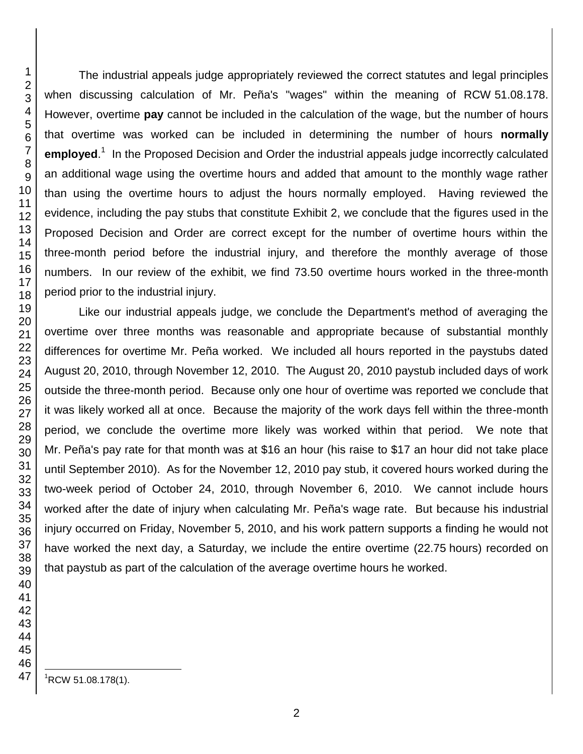The industrial appeals judge appropriately reviewed the correct statutes and legal principles when discussing calculation of Mr. Peña's "wages" within the meaning of RCW 51.08.178. However, overtime **pay** cannot be included in the calculation of the wage, but the number of hours that overtime was worked can be included in determining the number of hours **normally employed**.[1] In the Proposed Decision and Order the industrial appeals judge incorrectly calculated an additional wage using the overtime hours and added that amount to the monthly wage rather than using the overtime hours to adjust the hours normally employed. Having reviewed the evidence, including the pay stubs that constitute Exhibit 2, we conclude that the figures used in the Proposed Decision and Order are correct except for the number of overtime hours within the three-month period before the industrial injury, and therefore the monthly average of those numbers. In our review of the exhibit, we find 73.50 overtime hours worked in the three-month period prior to the industrial injury.

Like our industrial appeals judge, we conclude the Department's method of averaging the overtime over three months was reasonable and appropriate because of substantial monthly differences for overtime Mr. Peña worked. We included all hours reported in the paystubs dated August 20, 2010, through November 12, 2010. The August 20, 2010 paystub included days of work outside the three-month period. Because only one hour of overtime was reported we conclude that it was likely worked all at once. Because the majority of the work days fell within the three-month period, we conclude the overtime more likely was worked within that period. We note that Mr. Peña's pay rate for that month was at $16 an hour (his raise to $17 an hour did not take place until September 2010). As for the November 12, 2010 pay stub, it covered hours worked during the two-week period of October 24, 2010, through November 6, 2010. We cannot include hours worked after the date of injury when calculating Mr. Peña's wage rate. But because his industrial injury occurred on Friday, November 5, 2010, and his work pattern supports a finding he would not have worked the next day, a Saturday, we include the entire overtime (22.75 hours) recorded on that paystub as part of the calculation of the average overtime hours he worked.

---

[1] RCW 51.08.178(1).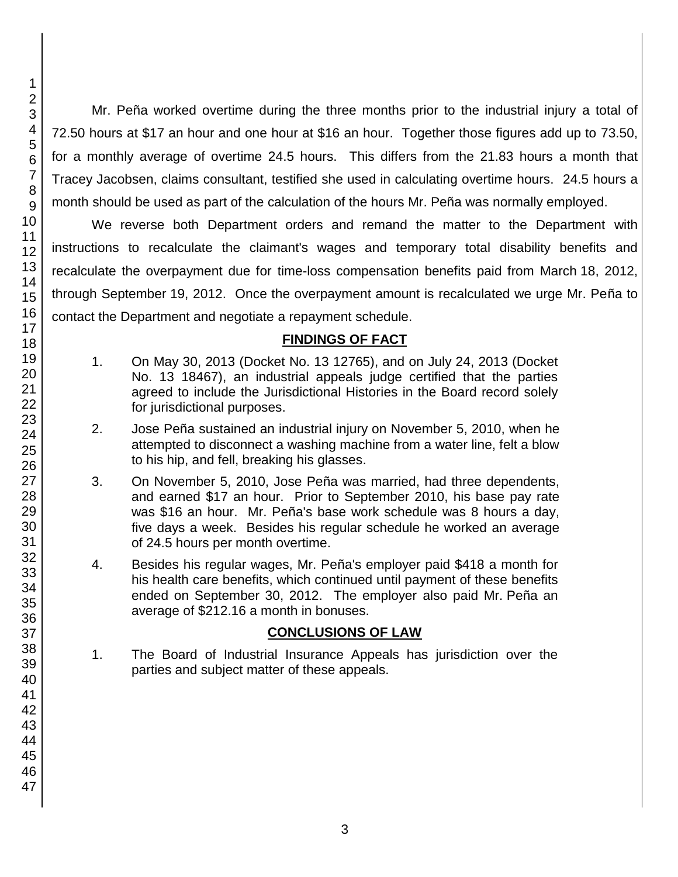Mr. Peña worked overtime during the three months prior to the industrial injury a total of 72.50 hours at $17 an hour and one hour at $16 an hour. Together those figures add up to 73.50, for a monthly average of overtime 24.5 hours. This differs from the 21.83 hours a month that Tracey Jacobsen, claims consultant, testified she used in calculating overtime hours. 24.5 hours a month should be used as part of the calculation of the hours Mr. Peña was normally employed.

We reverse both Department orders and remand the matter to the Department with instructions to recalculate the claimant's wages and temporary total disability benefits and recalculate the overpayment due for time-loss compensation benefits paid from March 18, 2012, through September 19, 2012. Once the overpayment amount is recalculated we urge Mr. Peña to contact the Department and negotiate a repayment schedule.

## FINDINGS OF FACT

1. On May 30, 2013 (Docket No. 13 12765), and on July 24, 2013 (Docket No. 13 18467), an industrial appeals judge certified that the parties agreed to include the Jurisdictional Histories in the Board record solely for jurisdictional purposes.

2. Jose Peña sustained an industrial injury on November 5, 2010, when he attempted to disconnect a washing machine from a water line, felt a blow to his hip, and fell, breaking his glasses.

3. On November 5, 2010, Jose Peña was married, had three dependents, and earned $17 an hour. Prior to September 2010, his base pay rate was $16 an hour. Mr. Peña's base work schedule was 8 hours a day, five days a week. Besides his regular schedule he worked an average of 24.5 hours per month overtime.

4. Besides his regular wages, Mr. Peña's employer paid $418 a month for his health care benefits, which continued until payment of these benefits ended on September 30, 2012. The employer also paid Mr. Peña an average of $212.16 a month in bonuses.

## CONCLUSIONS OF LAW

1. The Board of Industrial Insurance Appeals has jurisdiction over the parties and subject matter of these appeals.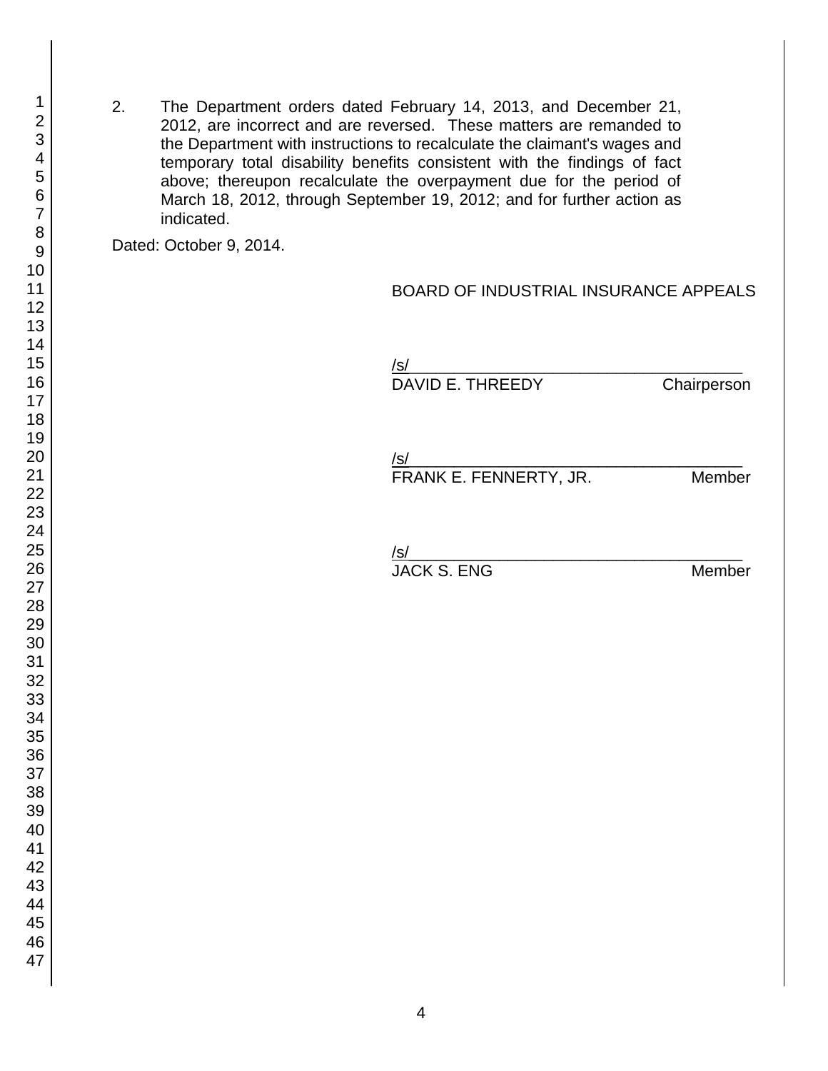2. The Department orders dated February 14, 2013, and December 21, 2012, are incorrect and are reversed. These matters are remanded to the Department with instructions to recalculate the claimant's wages and temporary total disability benefits consistent with the findings of fact above; thereupon recalculate the overpayment due for the period of March 18, 2012, through September 19, 2012; and for further action as indicated.

Dated: October 9, 2014.

BOARD OF INDUSTRIAL INSURANCE APPEALS

/s/
DAVID E. THREEDY Chairperson

/s/
FRANK E. FENNERTY, JR. Member

/s/
JACK S. ENG Member